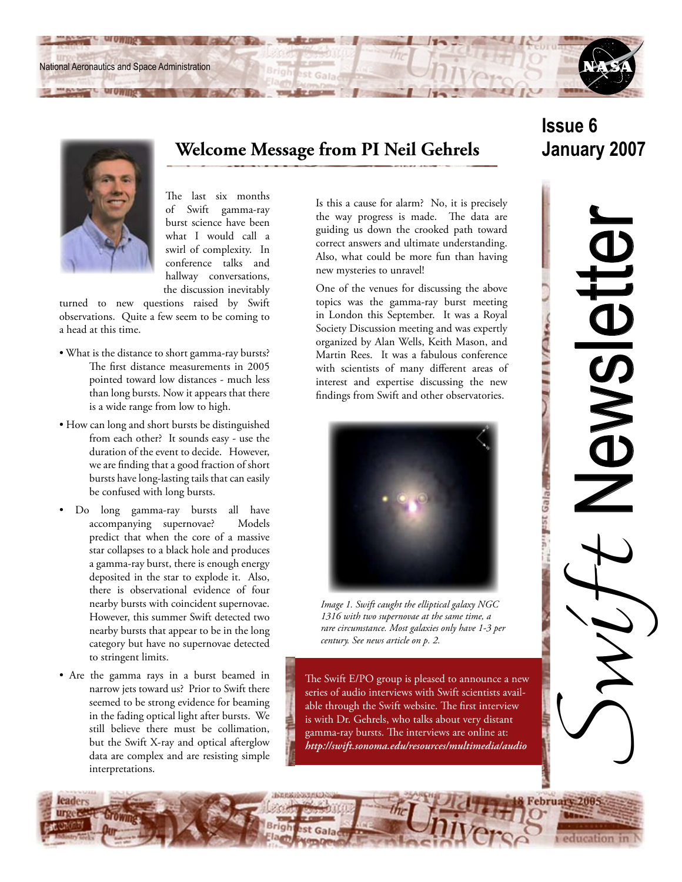National Aeronautics and Space Administration

# Swift Newsletter

**Issue 6**
**January 2007**

## Welcome Message from PI Neil Gehrels

The last six months of Swift gamma-ray burst science have been what I would call a swirl of complexity. In conference talks and hallway conversations, the discussion inevitably turned to new questions raised by Swift observations. Quite a few seem to be coming to a head at this time.

- What is the distance to short gamma-ray bursts? The first distance measurements in 2005 pointed toward low distances - much less than long bursts. Now it appears that there is a wide range from low to high.
- How can long and short bursts be distinguished from each other? It sounds easy - use the duration of the event to decide. However, we are finding that a good fraction of short bursts have long-lasting tails that can easily be confused with long bursts.
- Do long gamma-ray bursts all have accompanying supernovae? Models predict that when the core of a massive star collapses to a black hole and produces a gamma-ray burst, there is enough energy deposited in the star to explode it. Also, there is observational evidence of four nearby bursts with coincident supernovae. However, this summer Swift detected two nearby bursts that appear to be in the long category but have no supernovae detected to stringent limits.
- Are the gamma rays in a burst beamed in narrow jets toward us? Prior to Swift there seemed to be strong evidence for beaming in the fading optical light after bursts. We still believe there must be collimation, but the Swift X-ray and optical afterglow data are complex and are resisting simple interpretations.

Is this a cause for alarm? No, it is precisely the way progress is made. The data are guiding us down the crooked path toward correct answers and ultimate understanding. Also, what could be more fun than having new mysteries to unravel!

One of the venues for discussing the above topics was the gamma-ray burst meeting in London this September. It was a Royal Society Discussion meeting and was expertly organized by Alan Wells, Keith Mason, and Martin Rees. It was a fabulous conference with scientists of many different areas of interest and expertise discussing the new findings from Swift and other observatories.

*Image 1. Swift caught the elliptical galaxy NGC 1316 with two supernovae at the same time, a rare circumstance. Most galaxies only have 1-3 per century. See news article on p. 2.*

The Swift E/PO group is pleased to announce a new series of audio interviews with Swift scientists available through the Swift website. The first interview is with Dr. Gehrels, who talks about very distant gamma-ray bursts. The interviews are online at: ***http://swift.sonoma.edu/resources/multimedia/audio***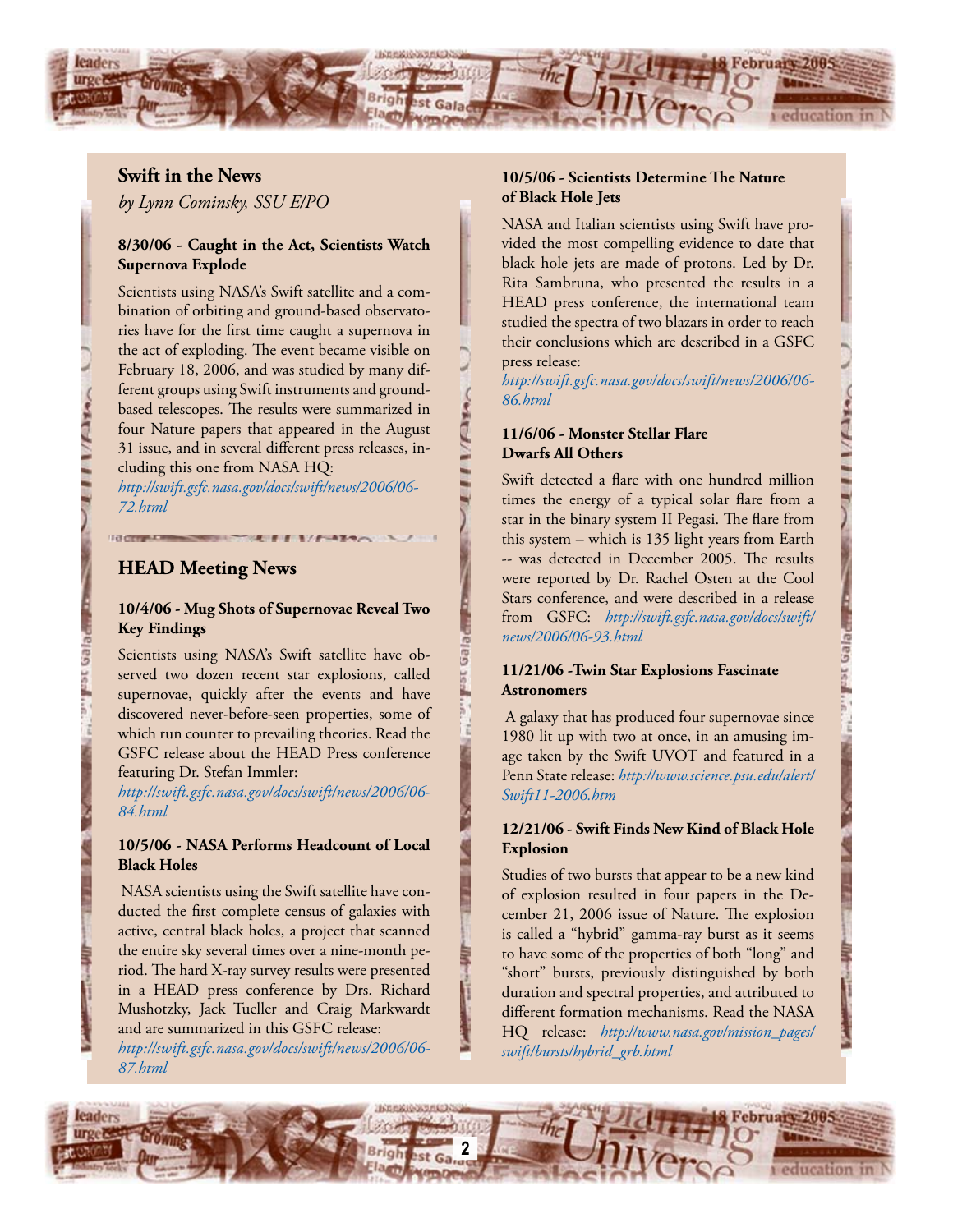## Swift in the News

*by Lynn Cominsky, SSU E/PO*

**8/30/06 - Caught in the Act, Scientists Watch Supernova Explode**

Scientists using NASA's Swift satellite and a combination of orbiting and ground-based observatories have for the first time caught a supernova in the act of exploding. The event became visible on February 18, 2006, and was studied by many different groups using Swift instruments and ground-based telescopes. The results were summarized in four Nature papers that appeared in the August 31 issue, and in several different press releases, including this one from NASA HQ: *http://swift.gsfc.nasa.gov/docs/swift/news/2006/06-72.html*

## HEAD Meeting News

**10/4/06 - Mug Shots of Supernovae Reveal Two Key Findings**

Scientists using NASA's Swift satellite have observed two dozen recent star explosions, called supernovae, quickly after the events and have discovered never-before-seen properties, some of which run counter to prevailing theories. Read the GSFC release about the HEAD Press conference featuring Dr. Stefan Immler: *http://swift.gsfc.nasa.gov/docs/swift/news/2006/06-84.html*

**10/5/06 - NASA Performs Headcount of Local Black Holes**

NASA scientists using the Swift satellite have conducted the first complete census of galaxies with active, central black holes, a project that scanned the entire sky several times over a nine-month period. The hard X-ray survey results were presented in a HEAD press conference by Drs. Richard Mushotzky, Jack Tueller and Craig Markwardt and are summarized in this GSFC release: *http://swift.gsfc.nasa.gov/docs/swift/news/2006/06-87.html*

**10/5/06 - Scientists Determine The Nature of Black Hole Jets**

NASA and Italian scientists using Swift have provided the most compelling evidence to date that black hole jets are made of protons. Led by Dr. Rita Sambruna, who presented the results in a HEAD press conference, the international team studied the spectra of two blazars in order to reach their conclusions which are described in a GSFC press release: *http://swift.gsfc.nasa.gov/docs/swift/news/2006/06-86.html*

**11/6/06 - Monster Stellar Flare Dwarfs All Others**

Swift detected a flare with one hundred million times the energy of a typical solar flare from a star in the binary system II Pegasi. The flare from this system – which is 135 light years from Earth -- was detected in December 2005. The results were reported by Dr. Rachel Osten at the Cool Stars conference, and were described in a release from GSFC: *http://swift.gsfc.nasa.gov/docs/swift/news/2006/06-93.html*

**11/21/06 -Twin Star Explosions Fascinate Astronomers**

A galaxy that has produced four supernovae since 1980 lit up with two at once, in an amusing image taken by the Swift UVOT and featured in a Penn State release: *http://www.science.psu.edu/alert/Swift11-2006.htm*

**12/21/06 - Swift Finds New Kind of Black Hole Explosion**

Studies of two bursts that appear to be a new kind of explosion resulted in four papers in the December 21, 2006 issue of Nature. The explosion is called a "hybrid" gamma-ray burst as it seems to have some of the properties of both "long" and "short" bursts, previously distinguished by both duration and spectral properties, and attributed to different formation mechanisms. Read the NASA HQ release: *http://www.nasa.gov/mission_pages/swift/bursts/hybrid_grb.html*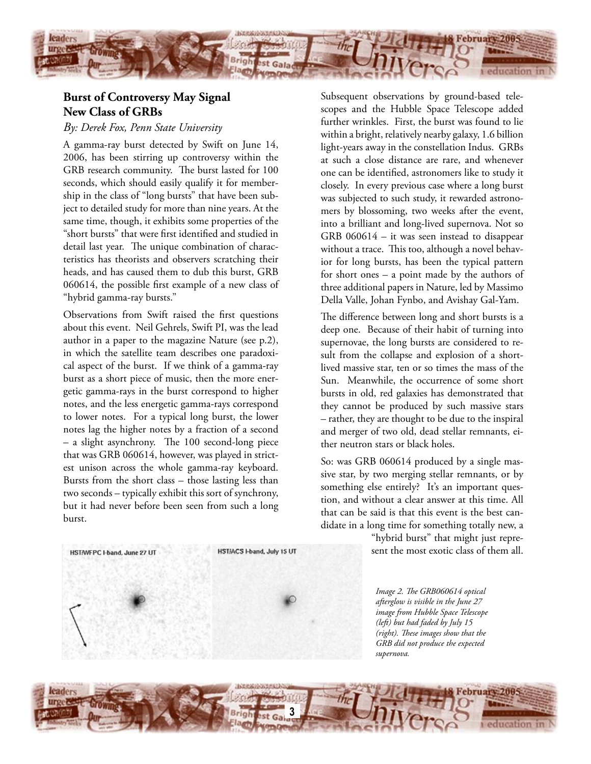## Burst of Controversy May Signal New Class of GRBs

*By: Derek Fox, Penn State University*

A gamma-ray burst detected by Swift on June 14, 2006, has been stirring up controversy within the GRB research community. The burst lasted for 100 seconds, which should easily qualify it for membership in the class of "long bursts" that have been subject to detailed study for more than nine years. At the same time, though, it exhibits some properties of the "short bursts" that were first identified and studied in detail last year. The unique combination of characteristics has theorists and observers scratching their heads, and has caused them to dub this burst, GRB 060614, the possible first example of a new class of "hybrid gamma-ray bursts."

Observations from Swift raised the first questions about this event. Neil Gehrels, Swift PI, was the lead author in a paper to the magazine Nature (see p.2), in which the satellite team describes one paradoxical aspect of the burst. If we think of a gamma-ray burst as a short piece of music, then the more energetic gamma-rays in the burst correspond to higher notes, and the less energetic gamma-rays correspond to lower notes. For a typical long burst, the lower notes lag the higher notes by a fraction of a second – a slight asynchrony. The 100 second-long piece that was GRB 060614, however, was played in strictest unison across the whole gamma-ray keyboard. Bursts from the short class – those lasting less than two seconds – typically exhibit this sort of synchrony, but it had never before been seen from such a long burst.

Subsequent observations by ground-based telescopes and the Hubble Space Telescope added further wrinkles. First, the burst was found to lie within a bright, relatively nearby galaxy, 1.6 billion light-years away in the constellation Indus. GRBs at such a close distance are rare, and whenever one can be identified, astronomers like to study it closely. In every previous case where a long burst was subjected to such study, it rewarded astronomers by blossoming, two weeks after the event, into a brilliant and long-lived supernova. Not so GRB 060614 – it was seen instead to disappear without a trace. This too, although a novel behavior for long bursts, has been the typical pattern for short ones – a point made by the authors of three additional papers in Nature, led by Massimo Della Valle, Johan Fynbo, and Avishay Gal-Yam.

The difference between long and short bursts is a deep one. Because of their habit of turning into supernovae, the long bursts are considered to result from the collapse and explosion of a short-lived massive star, ten or so times the mass of the Sun. Meanwhile, the occurrence of some short bursts in old, red galaxies has demonstrated that they cannot be produced by such massive stars – rather, they are thought to be due to the inspiral and merger of two old, dead stellar remnants, either neutron stars or black holes.

So: was GRB 060614 produced by a single massive star, by two merging stellar remnants, or by something else entirely? It's an important question, and without a clear answer at this time. All that can be said is that this event is the best candidate in a long time for something totally new, a "hybrid burst" that might just represent the most exotic class of them all.

HST/WFPC I-band, June 27 UT

HST/ACS I-band, July 15 UT

*Image 2. The GRB060614 optical afterglow is visible in the June 27 image from Hubble Space Telescope (left) but had faded by July 15 (right). These images show that the GRB did not produce the expected supernova.*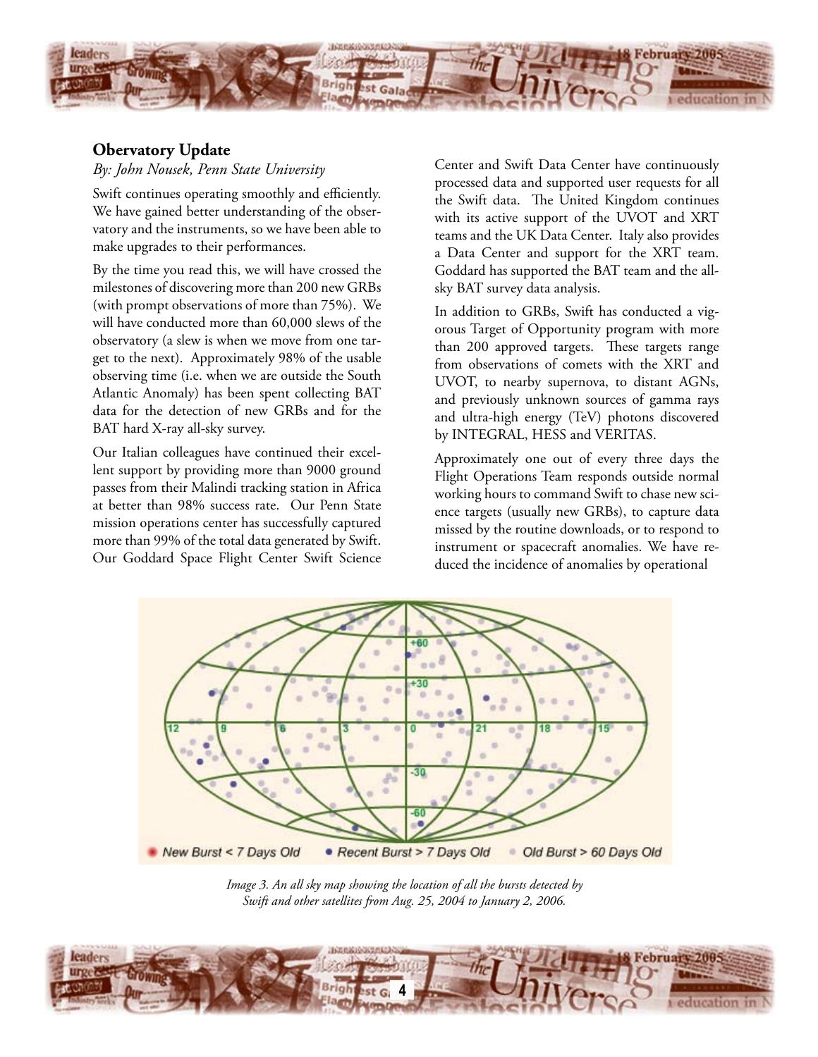## Obervatory Update

*By: John Nousek, Penn State University*

Swift continues operating smoothly and efficiently. We have gained better understanding of the observatory and the instruments, so we have been able to make upgrades to their performances.

By the time you read this, we will have crossed the milestones of discovering more than 200 new GRBs (with prompt observations of more than 75%). We will have conducted more than 60,000 slews of the observatory (a slew is when we move from one target to the next). Approximately 98% of the usable observing time (i.e. when we are outside the South Atlantic Anomaly) has been spent collecting BAT data for the detection of new GRBs and for the BAT hard X-ray all-sky survey.

Our Italian colleagues have continued their excellent support by providing more than 9000 ground passes from their Malindi tracking station in Africa at better than 98% success rate. Our Penn State mission operations center has successfully captured more than 99% of the total data generated by Swift. Our Goddard Space Flight Center Swift Science Center and Swift Data Center have continuously processed data and supported user requests for all the Swift data. The United Kingdom continues with its active support of the UVOT and XRT teams and the UK Data Center. Italy also provides a Data Center and support for the XRT team. Goddard has supported the BAT team and the all-sky BAT survey data analysis.

In addition to GRBs, Swift has conducted a vigorous Target of Opportunity program with more than 200 approved targets. These targets range from observations of comets with the XRT and UVOT, to nearby supernova, to distant AGNs, and previously unknown sources of gamma rays and ultra-high energy (TeV) photons discovered by INTEGRAL, HESS and VERITAS.

Approximately one out of every three days the Flight Operations Team responds outside normal working hours to command Swift to chase new science targets (usually new GRBs), to capture data missed by the routine downloads, or to respond to instrument or spacecraft anomalies. We have reduced the incidence of anomalies by operational

*Image 3. An all sky map showing the location of all the bursts detected by Swift and other satellites from Aug. 25, 2004 to January 2, 2006.*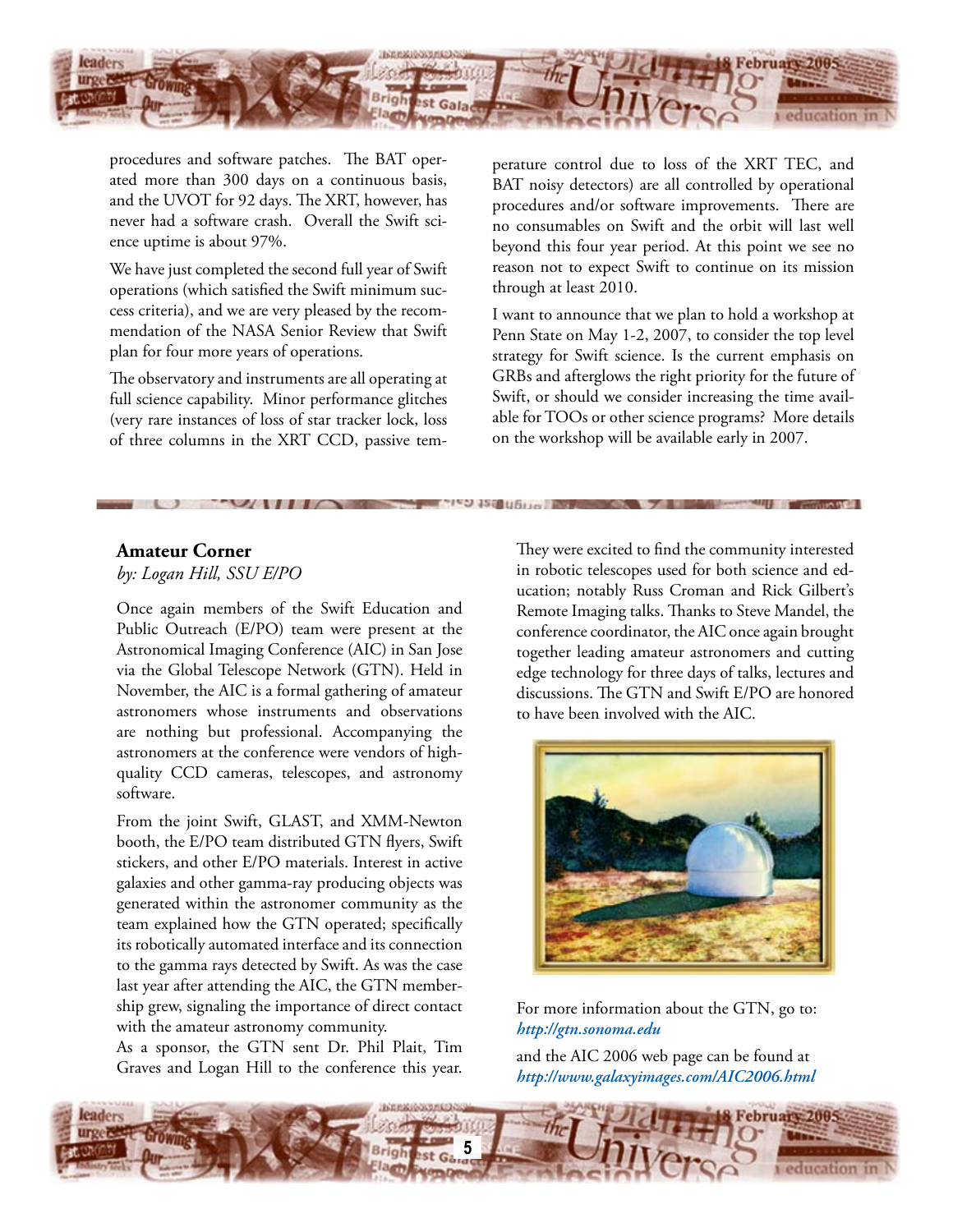procedures and software patches. The BAT operated more than 300 days on a continuous basis, and the UVOT for 92 days. The XRT, however, has never had a software crash. Overall the Swift science uptime is about 97%.

We have just completed the second full year of Swift operations (which satisfied the Swift minimum success criteria), and we are very pleased by the recommendation of the NASA Senior Review that Swift plan for four more years of operations.

The observatory and instruments are all operating at full science capability. Minor performance glitches (very rare instances of loss of star tracker lock, loss of three columns in the XRT CCD, passive temperature control due to loss of the XRT TEC, and BAT noisy detectors) are all controlled by operational procedures and/or software improvements. There are no consumables on Swift and the orbit will last well beyond this four year period. At this point we see no reason not to expect Swift to continue on its mission through at least 2010.

I want to announce that we plan to hold a workshop at Penn State on May 1-2, 2007, to consider the top level strategy for Swift science. Is the current emphasis on GRBs and afterglows the right priority for the future of Swift, or should we consider increasing the time available for TOOs or other science programs? More details on the workshop will be available early in 2007.

## Amateur Corner

*by: Logan Hill, SSU E/PO*

Once again members of the Swift Education and Public Outreach (E/PO) team were present at the Astronomical Imaging Conference (AIC) in San Jose via the Global Telescope Network (GTN). Held in November, the AIC is a formal gathering of amateur astronomers whose instruments and observations are nothing but professional. Accompanying the astronomers at the conference were vendors of high-quality CCD cameras, telescopes, and astronomy software.

From the joint Swift, GLAST, and XMM-Newton booth, the E/PO team distributed GTN flyers, Swift stickers, and other E/PO materials. Interest in active galaxies and other gamma-ray producing objects was generated within the astronomer community as the team explained how the GTN operated; specifically its robotically automated interface and its connection to the gamma rays detected by Swift. As was the case last year after attending the AIC, the GTN membership grew, signaling the importance of direct contact with the amateur astronomy community.

As a sponsor, the GTN sent Dr. Phil Plait, Tim Graves and Logan Hill to the conference this year. They were excited to find the community interested in robotic telescopes used for both science and education; notably Russ Croman and Rick Gilbert's Remote Imaging talks. Thanks to Steve Mandel, the conference coordinator, the AIC once again brought together leading amateur astronomers and cutting edge technology for three days of talks, lectures and discussions. The GTN and Swift E/PO are honored to have been involved with the AIC.

For more information about the GTN, go to: ***http://gtn.sonoma.edu***

and the AIC 2006 web page can be found at ***http://www.galaxyimages.com/AIC2006.html***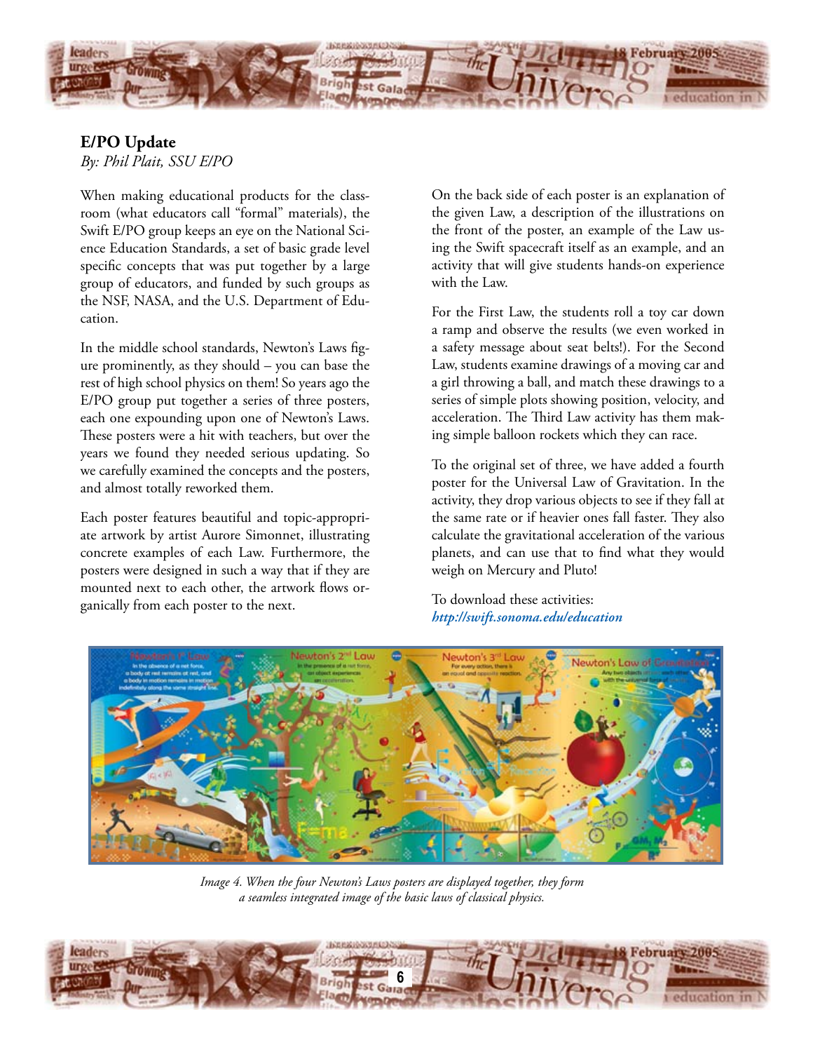## E/PO Update

*By: Phil Plait, SSU E/PO*

When making educational products for the classroom (what educators call "formal" materials), the Swift E/PO group keeps an eye on the National Science Education Standards, a set of basic grade level specific concepts that was put together by a large group of educators, and funded by such groups as the NSF, NASA, and the U.S. Department of Education.

In the middle school standards, Newton's Laws figure prominently, as they should – you can base the rest of high school physics on them! So years ago the E/PO group put together a series of three posters, each one expounding upon one of Newton's Laws. These posters were a hit with teachers, but over the years we found they needed serious updating. So we carefully examined the concepts and the posters, and almost totally reworked them.

Each poster features beautiful and topic-appropriate artwork by artist Aurore Simonnet, illustrating concrete examples of each Law. Furthermore, the posters were designed in such a way that if they are mounted next to each other, the artwork flows organically from each poster to the next.

On the back side of each poster is an explanation of the given Law, a description of the illustrations on the front of the poster, an example of the Law using the Swift spacecraft itself as an example, and an activity that will give students hands-on experience with the Law.

For the First Law, the students roll a toy car down a ramp and observe the results (we even worked in a safety message about seat belts!). For the Second Law, students examine drawings of a moving car and a girl throwing a ball, and match these drawings to a series of simple plots showing position, velocity, and acceleration. The Third Law activity has them making simple balloon rockets which they can race.

To the original set of three, we have added a fourth poster for the Universal Law of Gravitation. In the activity, they drop various objects to see if they fall at the same rate or if heavier ones fall faster. They also calculate the gravitational acceleration of the various planets, and can use that to find what they would weigh on Mercury and Pluto!

To download these activities:
***http://swift.sonoma.edu/education***

*Image 4. When the four Newton's Laws posters are displayed together, they form a seamless integrated image of the basic laws of classical physics.*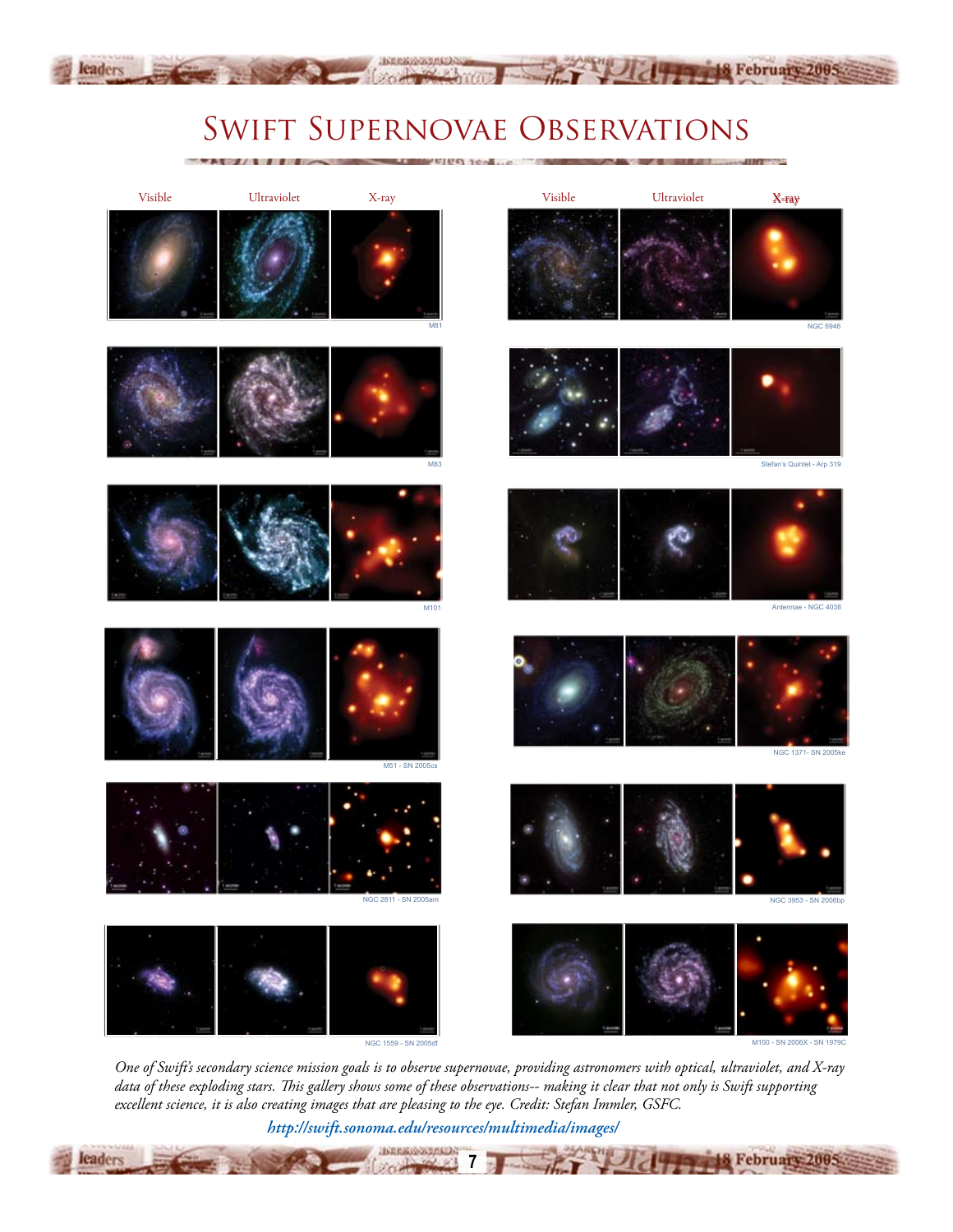# Swift Supernovae Observations

| Visible | Ultraviolet | X-ray |
|---|---|---|
| | | M81 |
| | | M83 |
| | | M101 |
| | | M51 - SN 2005cs |
| | | NGC 2811 - SN 2005am |
| | | NGC 1559 - SN 2005df |

| Visible | Ultraviolet | X-ray |
|---|---|---|
| | | NGC 6946 |
| | | Stefan's Quintet - Arp 319 |
| | | Antennae - NGC 4038 |
| | | NGC 1371- SN 2005ke |
| | | NGC 3953 - SN 2006bp |
| | | M100 - SN 2006X - SN 1979C |

*One of Swift's secondary science mission goals is to observe supernovae, providing astronomers with optical, ultraviolet, and X-ray data of these exploding stars. This gallery shows some of these observations-- making it clear that not only is Swift supporting excellent science, it is also creating images that are pleasing to the eye. Credit: Stefan Immler, GSFC.*

***http://swift.sonoma.edu/resources/multimedia/images/***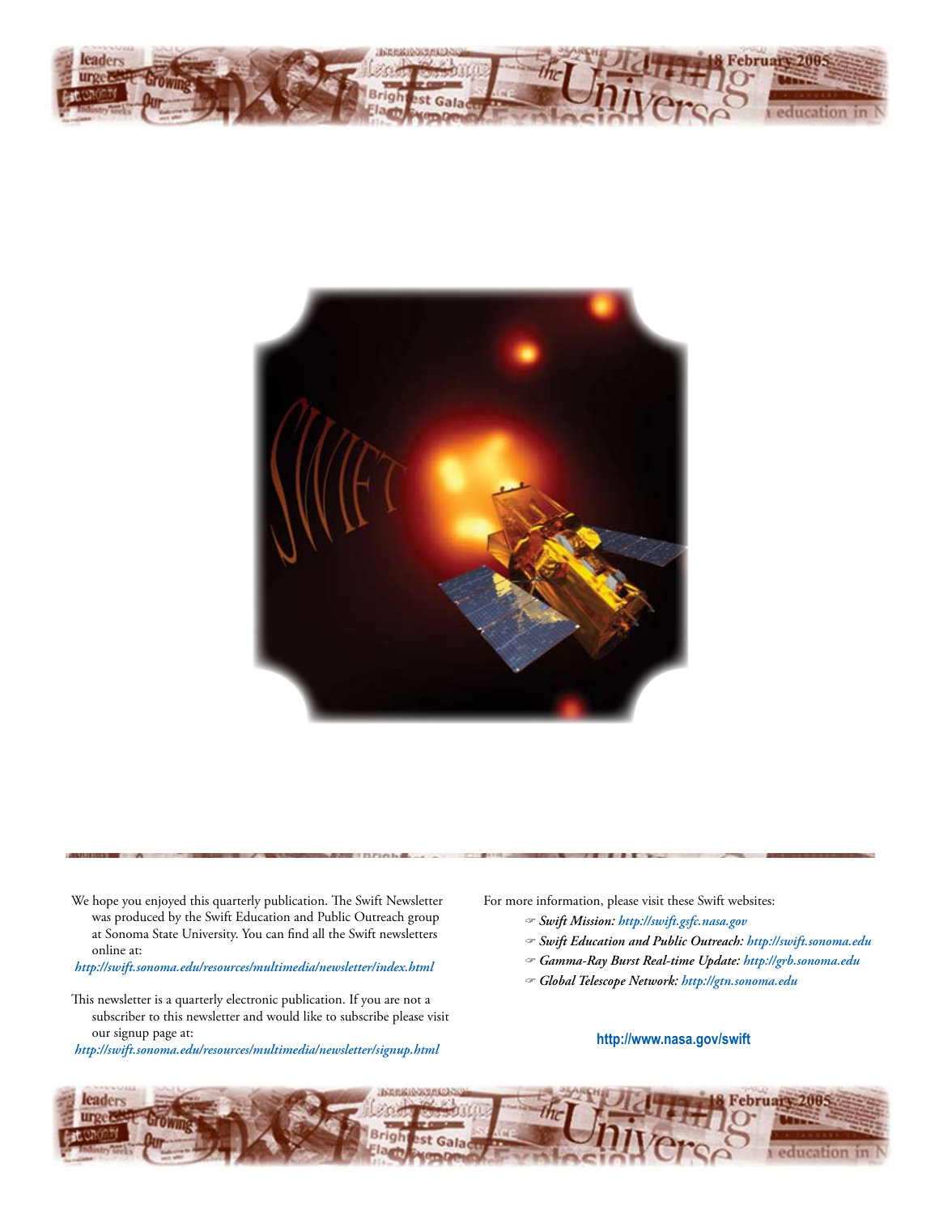We hope you enjoyed this quarterly publication. The Swift Newsletter was produced by the Swift Education and Public Outreach group at Sonoma State University. You can find all the Swift newsletters online at:

*http://swift.sonoma.edu/resources/multimedia/newsletter/index.html*

This newsletter is a quarterly electronic publication. If you are not a subscriber to this newsletter and would like to subscribe please visit our signup page at:

*http://swift.sonoma.edu/resources/multimedia/newsletter/signup.html*

For more information, please visit these Swift websites:

- ***Swift Mission:*** *http://swift.gsfc.nasa.gov*
- ***Swift Education and Public Outreach:*** *http://swift.sonoma.edu*
- ***Gamma-Ray Burst Real-time Update:*** *http://grb.sonoma.edu*
- ***Global Telescope Network:*** *http://gtn.sonoma.edu*

**http://www.nasa.gov/swift**